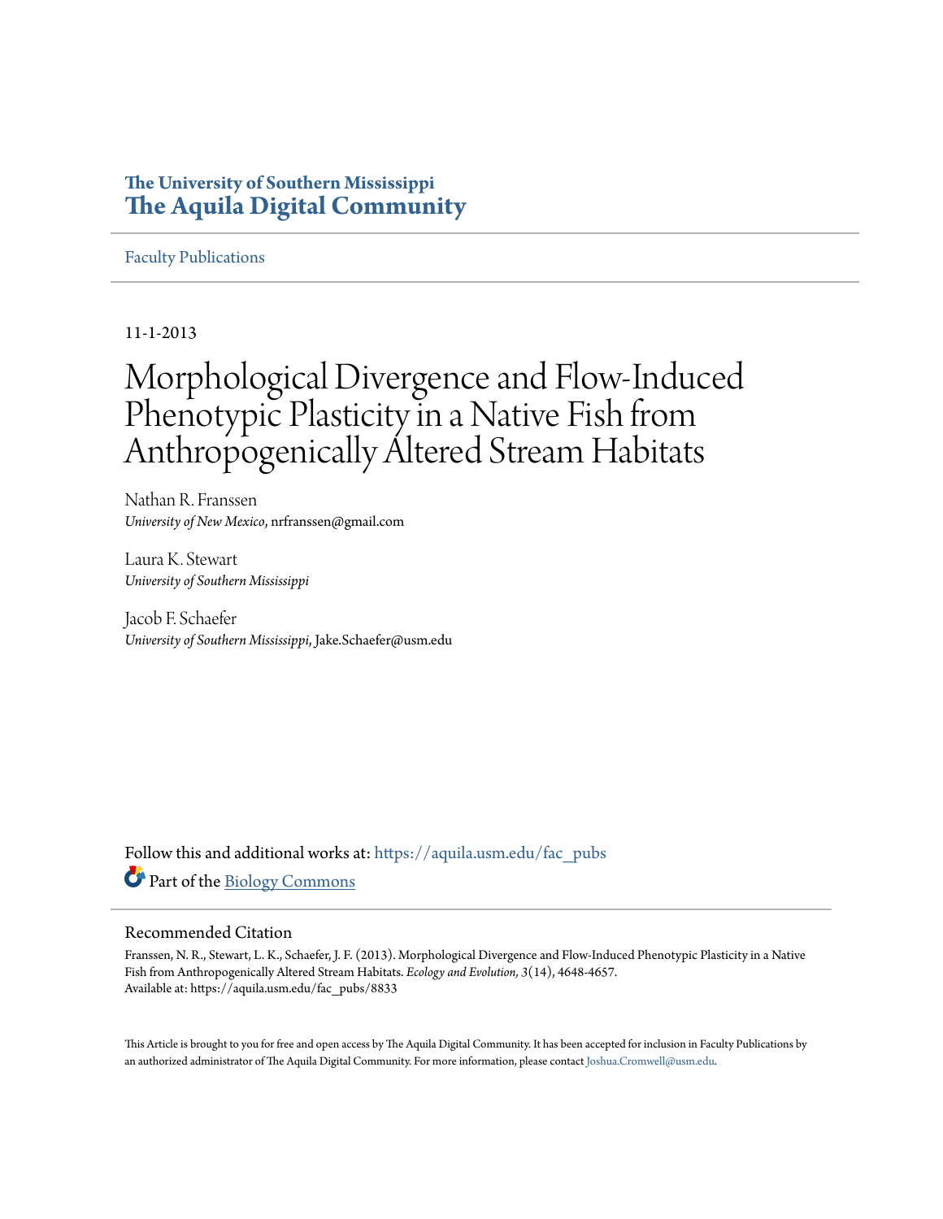**The University of Southern Mississippi**
**The Aquila Digital Community**

Faculty Publications

11-1-2013

# Morphological Divergence and Flow-Induced Phenotypic Plasticity in a Native Fish from Anthropogenically Altered Stream Habitats

Nathan R. Franssen
*University of New Mexico*, nrfranssen@gmail.com

Laura K. Stewart
*University of Southern Mississippi*

Jacob F. Schaefer
*University of Southern Mississippi*, Jake.Schaefer@usm.edu

Follow this and additional works at: https://aquila.usm.edu/fac_pubs

Part of the Biology Commons

## Recommended Citation

Franssen, N. R., Stewart, L. K., Schaefer, J. F. (2013). Morphological Divergence and Flow-Induced Phenotypic Plasticity in a Native Fish from Anthropogenically Altered Stream Habitats. *Ecology and Evolution, 3*(14), 4648-4657.
Available at: https://aquila.usm.edu/fac_pubs/8833

This Article is brought to you for free and open access by The Aquila Digital Community. It has been accepted for inclusion in Faculty Publications by an authorized administrator of The Aquila Digital Community. For more information, please contact Joshua.Cromwell@usm.edu.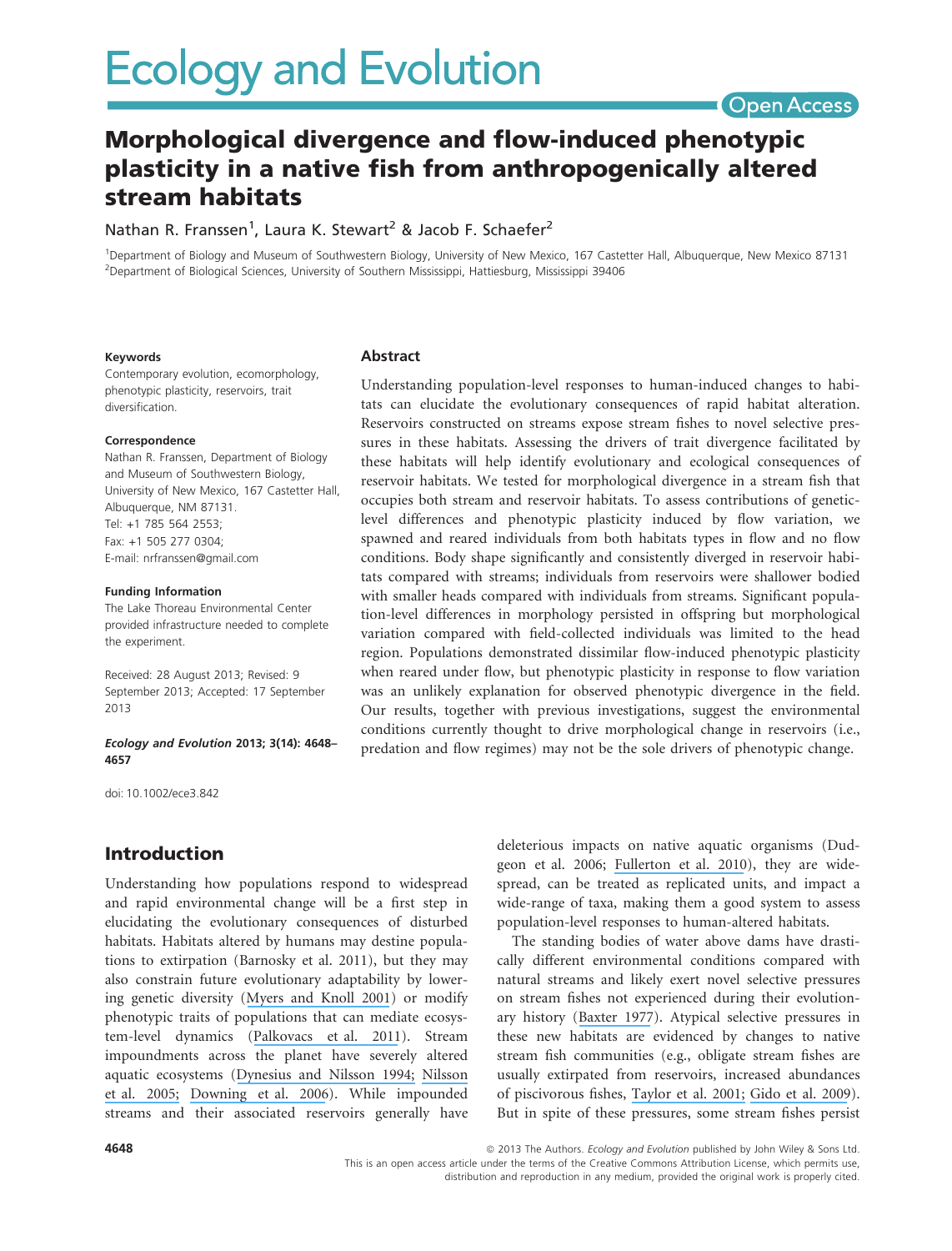# Ecology and Evolution

Open Access

# Morphological divergence and flow-induced phenotypic plasticity in a native fish from anthropogenically altered stream habitats

Nathan R. Franssen[1], Laura K. Stewart[2] & Jacob F. Schaefer[2]

[1]Department of Biology and Museum of Southwestern Biology, University of New Mexico, 167 Castetter Hall, Albuquerque, New Mexico 87131
[2]Department of Biological Sciences, University of Southern Mississippi, Hattiesburg, Mississippi 39406

#### Keywords

Contemporary evolution, ecomorphology, phenotypic plasticity, reservoirs, trait diversification.

#### Correspondence

Nathan R. Franssen, Department of Biology and Museum of Southwestern Biology, University of New Mexico, 167 Castetter Hall, Albuquerque, NM 87131.
Tel: +1 785 564 2553;
Fax: +1 505 277 0304;
E-mail: nrfranssen@gmail.com

#### Funding Information

The Lake Thoreau Environmental Center provided infrastructure needed to complete the experiment.

Received: 28 August 2013; Revised: 9 September 2013; Accepted: 17 September 2013

***Ecology and Evolution* 2013; 3(14): 4648–4657**

doi: 10.1002/ece3.842

## Abstract

Understanding population-level responses to human-induced changes to habitats can elucidate the evolutionary consequences of rapid habitat alteration. Reservoirs constructed on streams expose stream fishes to novel selective pressures in these habitats. Assessing the drivers of trait divergence facilitated by these habitats will help identify evolutionary and ecological consequences of reservoir habitats. We tested for morphological divergence in a stream fish that occupies both stream and reservoir habitats. To assess contributions of genetic-level differences and phenotypic plasticity induced by flow variation, we spawned and reared individuals from both habitats types in flow and no flow conditions. Body shape significantly and consistently diverged in reservoir habitats compared with streams; individuals from reservoirs were shallower bodied with smaller heads compared with individuals from streams. Significant population-level differences in morphology persisted in offspring but morphological variation compared with field-collected individuals was limited to the head region. Populations demonstrated dissimilar flow-induced phenotypic plasticity when reared under flow, but phenotypic plasticity in response to flow variation was an unlikely explanation for observed phenotypic divergence in the field. Our results, together with previous investigations, suggest the environmental conditions currently thought to drive morphological change in reservoirs (i.e., predation and flow regimes) may not be the sole drivers of phenotypic change.

## Introduction

Understanding how populations respond to widespread and rapid environmental change will be a first step in elucidating the evolutionary consequences of disturbed habitats. Habitats altered by humans may destine populations to extirpation (Barnosky et al. 2011), but they may also constrain future evolutionary adaptability by lowering genetic diversity (Myers and Knoll 2001) or modify phenotypic traits of populations that can mediate ecosystem-level dynamics (Palkovacs et al. 2011). Stream impoundments across the planet have severely altered aquatic ecosystems (Dynesius and Nilsson 1994; Nilsson et al. 2005; Downing et al. 2006). While impounded streams and their associated reservoirs generally have deleterious impacts on native aquatic organisms (Dudgeon et al. 2006; Fullerton et al. 2010), they are widespread, can be treated as replicated units, and impact a wide-range of taxa, making them a good system to assess population-level responses to human-altered habitats.

The standing bodies of water above dams have drastically different environmental conditions compared with natural streams and likely exert novel selective pressures on stream fishes not experienced during their evolutionary history (Baxter 1977). Atypical selective pressures in these new habitats are evidenced by changes to native stream fish communities (e.g., obligate stream fishes are usually extirpated from reservoirs, increased abundances of piscivorous fishes, Taylor et al. 2001; Gido et al. 2009). But in spite of these pressures, some stream fishes persist

© 2013 The Authors. *Ecology and Evolution* published by John Wiley & Sons Ltd.
This is an open access article under the terms of the Creative Commons Attribution License, which permits use, distribution and reproduction in any medium, provided the original work is properly cited.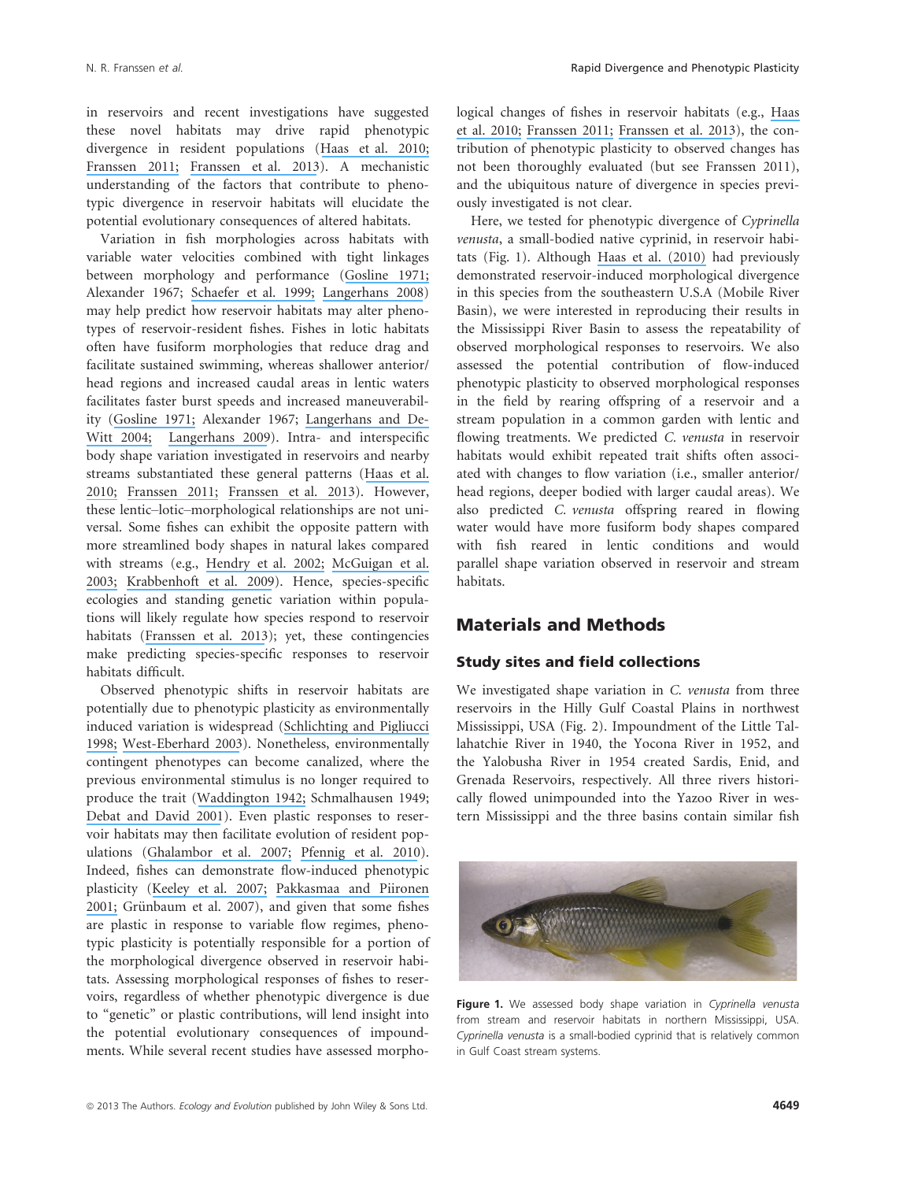in reservoirs and recent investigations have suggested these novel habitats may drive rapid phenotypic divergence in resident populations (Haas et al. 2010; Franssen 2011; Franssen et al. 2013). A mechanistic understanding of the factors that contribute to phenotypic divergence in reservoir habitats will elucidate the potential evolutionary consequences of altered habitats.

Variation in fish morphologies across habitats with variable water velocities combined with tight linkages between morphology and performance (Gosline 1971; Alexander 1967; Schaefer et al. 1999; Langerhans 2008) may help predict how reservoir habitats may alter phenotypes of reservoir-resident fishes. Fishes in lotic habitats often have fusiform morphologies that reduce drag and facilitate sustained swimming, whereas shallower anterior/head regions and increased caudal areas in lentic waters facilitates faster burst speeds and increased maneuverability (Gosline 1971; Alexander 1967; Langerhans and DeWitt 2004; Langerhans 2009). Intra- and interspecific body shape variation investigated in reservoirs and nearby streams substantiated these general patterns (Haas et al. 2010; Franssen 2011; Franssen et al. 2013). However, these lentic–lotic–morphological relationships are not universal. Some fishes can exhibit the opposite pattern with more streamlined body shapes in natural lakes compared with streams (e.g., Hendry et al. 2002; McGuigan et al. 2003; Krabbenhoft et al. 2009). Hence, species-specific ecologies and standing genetic variation within populations will likely regulate how species respond to reservoir habitats (Franssen et al. 2013); yet, these contingencies make predicting species-specific responses to reservoir habitats difficult.

Observed phenotypic shifts in reservoir habitats are potentially due to phenotypic plasticity as environmentally induced variation is widespread (Schlichting and Pigliucci 1998; West-Eberhard 2003). Nonetheless, environmentally contingent phenotypes can become canalized, where the previous environmental stimulus is no longer required to produce the trait (Waddington 1942; Schmalhausen 1949; Debat and David 2001). Even plastic responses to reservoir habitats may then facilitate evolution of resident populations (Ghalambor et al. 2007; Pfennig et al. 2010). Indeed, fishes can demonstrate flow-induced phenotypic plasticity (Keeley et al. 2007; Pakkasmaa and Piironen 2001; Grünbaum et al. 2007), and given that some fishes are plastic in response to variable flow regimes, phenotypic plasticity is potentially responsible for a portion of the morphological divergence observed in reservoir habitats. Assessing morphological responses of fishes to reservoirs, regardless of whether phenotypic divergence is due to "genetic" or plastic contributions, will lend insight into the potential evolutionary consequences of impoundments. While several recent studies have assessed morphological changes of fishes in reservoir habitats (e.g., Haas et al. 2010; Franssen 2011; Franssen et al. 2013), the contribution of phenotypic plasticity to observed changes has not been thoroughly evaluated (but see Franssen 2011), and the ubiquitous nature of divergence in species previously investigated is not clear.

Here, we tested for phenotypic divergence of *Cyprinella venusta*, a small-bodied native cyprinid, in reservoir habitats (Fig. 1). Although Haas et al. (2010) had previously demonstrated reservoir-induced morphological divergence in this species from the southeastern U.S.A (Mobile River Basin), we were interested in reproducing their results in the Mississippi River Basin to assess the repeatability of observed morphological responses to reservoirs. We also assessed the potential contribution of flow-induced phenotypic plasticity to observed morphological responses in the field by rearing offspring of a reservoir and a stream population in a common garden with lentic and flowing treatments. We predicted *C. venusta* in reservoir habitats would exhibit repeated trait shifts often associated with changes to flow variation (i.e., smaller anterior/head regions, deeper bodied with larger caudal areas). We also predicted *C. venusta* offspring reared in flowing water would have more fusiform body shapes compared with fish reared in lentic conditions and would parallel shape variation observed in reservoir and stream habitats.

## Materials and Methods

### Study sites and field collections

We investigated shape variation in *C. venusta* from three reservoirs in the Hilly Gulf Coastal Plains in northwest Mississippi, USA (Fig. 2). Impoundment of the Little Tallahatchie River in 1940, the Yocona River in 1952, and the Yalobusha River in 1954 created Sardis, Enid, and Grenada Reservoirs, respectively. All three rivers historically flowed unimpounded into the Yazoo River in western Mississippi and the three basins contain similar fish

**Figure 1.** We assessed body shape variation in *Cyprinella venusta* from stream and reservoir habitats in northern Mississippi, USA. *Cyprinella venusta* is a small-bodied cyprinid that is relatively common in Gulf Coast stream systems.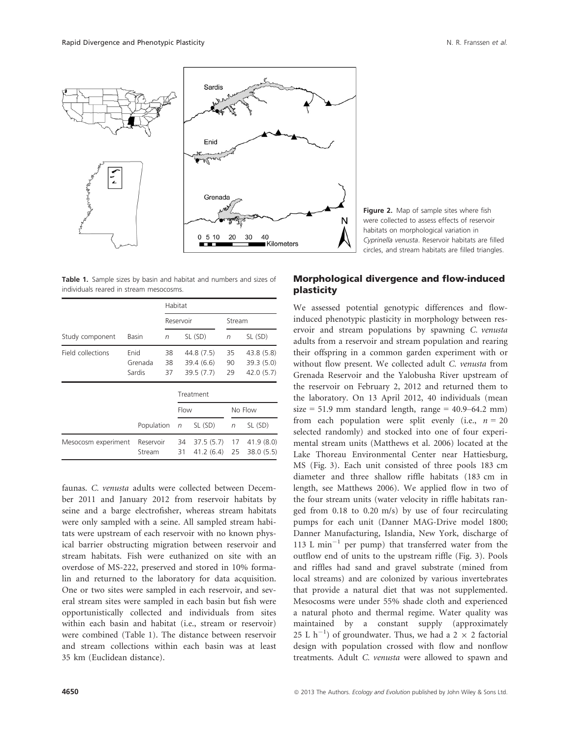Sardis

Enid

Grenada

0 5 10 20 30 40
Kilometers

N

**Figure 2.** Map of sample sites where fish were collected to assess effects of reservoir habitats on morphological variation in *Cyprinella venusta*. Reservoir habitats are filled circles, and stream habitats are filled triangles.

**Table 1.** Sample sizes by basin and habitat and numbers and sizes of individuals reared in stream mesocosms.

| | | Habitat | | | |
|---|---|---|---|---|---|
| | | Reservoir | | Stream | |
| Study component | Basin | *n* | SL (SD) | *n* | SL (SD) |
| Field collections | Enid | 38 | 44.8 (7.5) | 35 | 43.8 (5.8) |
| | Grenada | 38 | 39.4 (6.6) | 90 | 39.3 (5.0) |
| | Sardis | 37 | 39.5 (7.7) | 29 | 42.0 (5.7) |
| | | Treatment | | | |
| | | Flow | | No Flow | |
| | Population | *n* | SL (SD) | *n* | SL (SD) |
| Mesocosm experiment | Reservoir | 34 | 37.5 (5.7) | 17 | 41.9 (8.0) |
| | Stream | 31 | 41.2 (6.4) | 25 | 38.0 (5.5) |

faunas. *C. venusta* adults were collected between December 2011 and January 2012 from reservoir habitats by seine and a barge electrofisher, whereas stream habitats were only sampled with a seine. All sampled stream habitats were upstream of each reservoir with no known physical barrier obstructing migration between reservoir and stream habitats. Fish were euthanized on site with an overdose of MS-222, preserved and stored in 10% formalin and returned to the laboratory for data acquisition. One or two sites were sampled in each reservoir, and several stream sites were sampled in each basin but fish were opportunistically collected and individuals from sites within each basin and habitat (i.e., stream or reservoir) were combined (Table 1). The distance between reservoir and stream collections within each basin was at least 35 km (Euclidean distance).

## Morphological divergence and flow-induced plasticity

We assessed potential genotypic differences and flow-induced phenotypic plasticity in morphology between reservoir and stream populations by spawning *C. venusta* adults from a reservoir and stream population and rearing their offspring in a common garden experiment with or without flow present. We collected adult *C. venusta* from Grenada Reservoir and the Yalobusha River upstream of the reservoir on February 2, 2012 and returned them to the laboratory. On 13 April 2012, 40 individuals (mean size = 51.9 mm standard length, range = 40.9–64.2 mm) from each population were split evenly (i.e., $n = 20$ selected randomly) and stocked into one of four experimental stream units (Matthews et al. 2006) located at the Lake Thoreau Environmental Center near Hattiesburg, MS (Fig. 3). Each unit consisted of three pools 183 cm diameter and three shallow riffle habitats (183 cm in length, see Matthews 2006). We applied flow in two of the four stream units (water velocity in riffle habitats ranged from 0.18 to 0.20 m/s) by use of four recirculating pumps for each unit (Danner MAG-Drive model 1800; Danner Manufacturing, Islandia, New York, discharge of 113 L $\text{min}^{-1}$ per pump) that transferred water from the outflow end of units to the upstream riffle (Fig. 3). Pools and riffles had sand and gravel substrate (mined from local streams) and are colonized by various invertebrates that provide a natural diet that was not supplemented. Mesocosms were under 55% shade cloth and experienced a natural photo and thermal regime. Water quality was maintained by a constant supply (approximately 25 L $\text{h}^{-1}$) of groundwater. Thus, we had a $2 \times 2$ factorial design with population crossed with flow and nonflow treatments. Adult *C. venusta* were allowed to spawn and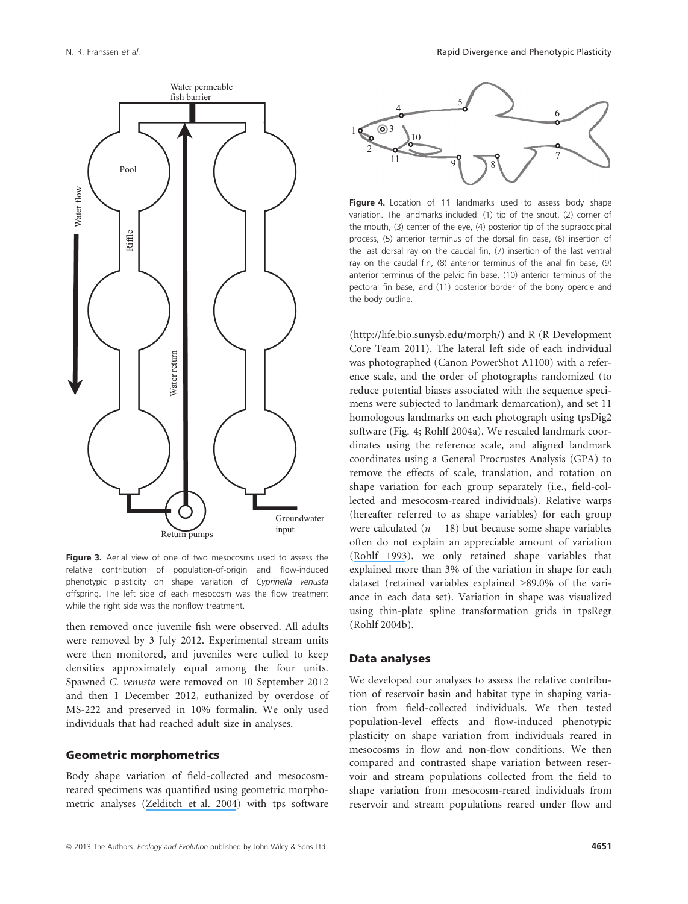Water permeable
fish barrier

Pool

Water flow

Riffle

Water return

Groundwater
input

Return pumps

**Figure 3.** Aerial view of one of two mesocosms used to assess the relative contribution of population-of-origin and flow-induced phenotypic plasticity on shape variation of *Cyprinella venusta* offspring. The left side of each mesocosm was the flow treatment while the right side was the nonflow treatment.

then removed once juvenile fish were observed. All adults were removed by 3 July 2012. Experimental stream units were then monitored, and juveniles were culled to keep densities approximately equal among the four units. Spawned *C. venusta* were removed on 10 September 2012 and then 1 December 2012, euthanized by overdose of MS-222 and preserved in 10% formalin. We only used individuals that had reached adult size in analyses.

## Geometric morphometrics

Body shape variation of field-collected and mesocosm-reared specimens was quantified using geometric morphometric analyses (Zelditch et al. 2004) with tps software (http://life.bio.sunysb.edu/morph/) and R (R Development Core Team 2011). The lateral left side of each individual was photographed (Canon PowerShot A1100) with a reference scale, and the order of photographs randomized (to reduce potential biases associated with the sequence specimens were subjected to landmark demarcation), and set 11 homologous landmarks on each photograph using tpsDig2 software (Fig. 4; Rohlf 2004a). We rescaled landmark coordinates using the reference scale, and aligned landmark coordinates using a General Procrustes Analysis (GPA) to remove the effects of scale, translation, and rotation on shape variation for each group separately (i.e., field-collected and mesocosm-reared individuals). Relative warps (hereafter referred to as shape variables) for each group were calculated ($n = 18$) but because some shape variables often do not explain an appreciable amount of variation (Rohlf 1993), we only retained shape variables that explained more than 3% of the variation in shape for each dataset (retained variables explained >89.0% of the variance in each data set). Variation in shape was visualized using thin-plate spline transformation grids in tpsRegr (Rohlf 2004b).

1 2 3 4 5 6 7 8 9 10 11

**Figure 4.** Location of 11 landmarks used to assess body shape variation. The landmarks included: (1) tip of the snout, (2) corner of the mouth, (3) center of the eye, (4) posterior tip of the supraoccipital process, (5) anterior terminus of the dorsal fin base, (6) insertion of the last dorsal ray on the caudal fin, (7) insertion of the last ventral ray on the caudal fin, (8) anterior terminus of the anal fin base, (9) anterior terminus of the pelvic fin base, (10) anterior terminus of the pectoral fin base, and (11) posterior border of the bony opercle and the body outline.

## Data analyses

We developed our analyses to assess the relative contribution of reservoir basin and habitat type in shaping variation from field-collected individuals. We then tested population-level effects and flow-induced phenotypic plasticity on shape variation from individuals reared in mesocosms in flow and non-flow conditions. We then compared and contrasted shape variation between reservoir and stream populations collected from the field to shape variation from mesocosm-reared individuals from reservoir and stream populations reared under flow and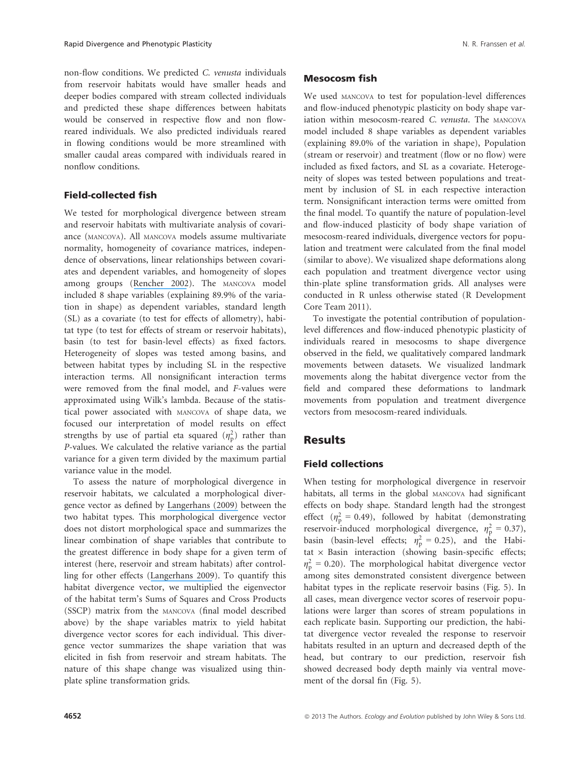non-flow conditions. We predicted *C. venusta* individuals from reservoir habitats would have smaller heads and deeper bodies compared with stream collected individuals and predicted these shape differences between habitats would be conserved in respective flow and non flow-reared individuals. We also predicted individuals reared in flowing conditions would be more streamlined with smaller caudal areas compared with individuals reared in nonflow conditions.

### Field-collected fish

We tested for morphological divergence between stream and reservoir habitats with multivariate analysis of covariance (MANCOVA). All MANCOVA models assume multivariate normality, homogeneity of covariance matrices, independence of observations, linear relationships between covariates and dependent variables, and homogeneity of slopes among groups (Rencher 2002). The MANCOVA model included 8 shape variables (explaining 89.9% of the variation in shape) as dependent variables, standard length (SL) as a covariate (to test for effects of allometry), habitat type (to test for effects of stream or reservoir habitats), basin (to test for basin-level effects) as fixed factors. Heterogeneity of slopes was tested among basins, and between habitat types by including SL in the respective interaction terms. All nonsignificant interaction terms were removed from the final model, and *F*-values were approximated using Wilk's lambda. Because of the statistical power associated with MANCOVA of shape data, we focused our interpretation of model results on effect strengths by use of partial eta squared ($\eta^2_p$) rather than *P*-values. We calculated the relative variance as the partial variance for a given term divided by the maximum partial variance value in the model.

To assess the nature of morphological divergence in reservoir habitats, we calculated a morphological divergence vector as defined by Langerhans (2009) between the two habitat types. This morphological divergence vector does not distort morphological space and summarizes the linear combination of shape variables that contribute to the greatest difference in body shape for a given term of interest (here, reservoir and stream habitats) after controlling for other effects (Langerhans 2009). To quantify this habitat divergence vector, we multiplied the eigenvector of the habitat term's Sums of Squares and Cross Products (SSCP) matrix from the MANCOVA (final model described above) by the shape variables matrix to yield habitat divergence vector scores for each individual. This divergence vector summarizes the shape variation that was elicited in fish from reservoir and stream habitats. The nature of this shape change was visualized using thin-plate spline transformation grids.

### Mesocosm fish

We used MANCOVA to test for population-level differences and flow-induced phenotypic plasticity on body shape variation within mesocosm-reared *C. venusta*. The MANCOVA model included 8 shape variables as dependent variables (explaining 89.0% of the variation in shape), Population (stream or reservoir) and treatment (flow or no flow) were included as fixed factors, and SL as a covariate. Heterogeneity of slopes was tested between populations and treatment by inclusion of SL in each respective interaction term. Nonsignificant interaction terms were omitted from the final model. To quantify the nature of population-level and flow-induced plasticity of body shape variation of mesocosm-reared individuals, divergence vectors for population and treatment were calculated from the final model (similar to above). We visualized shape deformations along each population and treatment divergence vector using thin-plate spline transformation grids. All analyses were conducted in R unless otherwise stated (R Development Core Team 2011).

To investigate the potential contribution of population-level differences and flow-induced phenotypic plasticity of individuals reared in mesocosms to shape divergence observed in the field, we qualitatively compared landmark movements between datasets. We visualized landmark movements along the habitat divergence vector from the field and compared these deformations to landmark movements from population and treatment divergence vectors from mesocosm-reared individuals.

## Results

### Field collections

When testing for morphological divergence in reservoir habitats, all terms in the global MANCOVA had significant effects on body shape. Standard length had the strongest effect ($\eta^2_p = 0.49$), followed by habitat (demonstrating reservoir-induced morphological divergence, $\eta^2_p = 0.37$), basin (basin-level effects; $\eta^2_p = 0.25$), and the Habitat × Basin interaction (showing basin-specific effects; $\eta^2_p = 0.20$). The morphological habitat divergence vector among sites demonstrated consistent divergence between habitat types in the replicate reservoir basins (Fig. 5). In all cases, mean divergence vector scores of reservoir populations were larger than scores of stream populations in each replicate basin. Supporting our prediction, the habitat divergence vector revealed the response to reservoir habitats resulted in an upturn and decreased depth of the head, but contrary to our prediction, reservoir fish showed decreased body depth mainly via ventral movement of the dorsal fin (Fig. 5).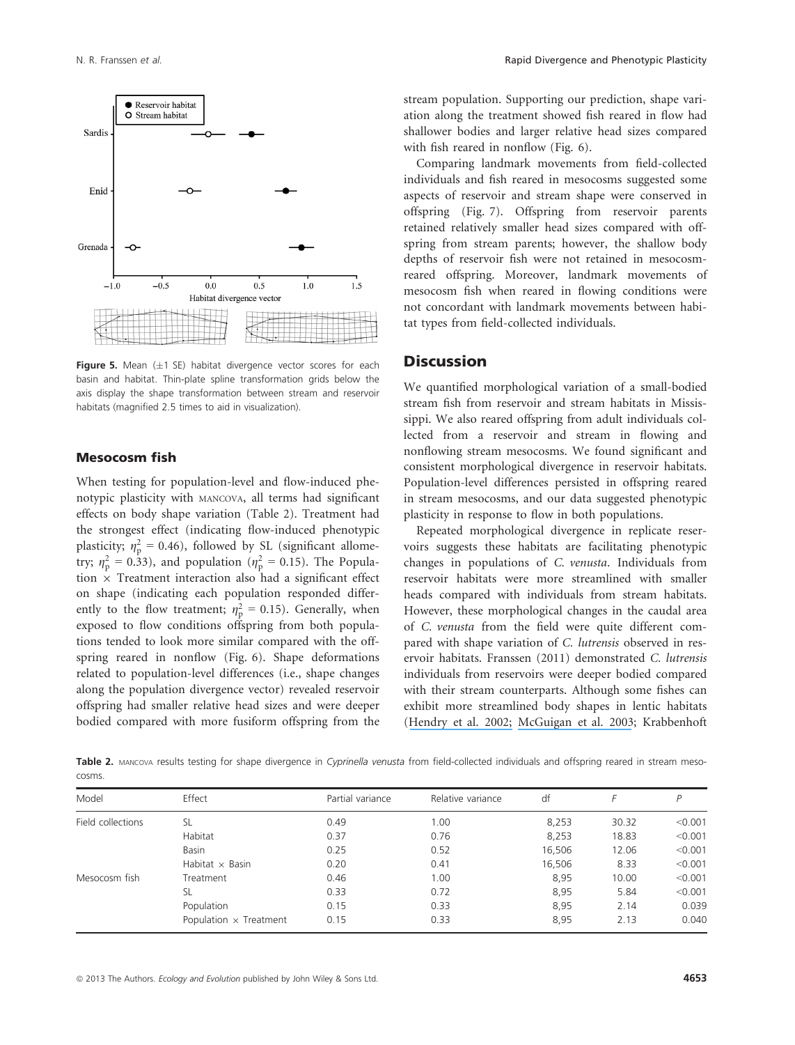Reservoir habitat
Stream habitat

Sardis

Enid

Grenada

−1.0 −0.5 0.0 0.5 1.0 1.5

Habitat divergence vector

**Figure 5.** Mean (±1 SE) habitat divergence vector scores for each basin and habitat. Thin-plate spline transformation grids below the axis display the shape transformation between stream and reservoir habitats (magnified 2.5 times to aid in visualization).

### Mesocosm fish

When testing for population-level and flow-induced phenotypic plasticity with MANCOVA, all terms had significant effects on body shape variation (Table 2). Treatment had the strongest effect (indicating flow-induced phenotypic plasticity; $\eta_p^2 = 0.46$), followed by SL (significant allometry; $\eta_p^2 = 0.33$), and population ($\eta_p^2 = 0.15$). The Population × Treatment interaction also had a significant effect on shape (indicating each population responded differently to the flow treatment; $\eta_p^2 = 0.15$). Generally, when exposed to flow conditions offspring from both populations tended to look more similar compared with the offspring reared in nonflow (Fig. 6). Shape deformations related to population-level differences (i.e., shape changes along the population divergence vector) revealed reservoir offspring had smaller relative head sizes and were deeper bodied compared with more fusiform offspring from the stream population. Supporting our prediction, shape variation along the treatment showed fish reared in flow had shallower bodies and larger relative head sizes compared with fish reared in nonflow (Fig. 6).

Comparing landmark movements from field-collected individuals and fish reared in mesocosms suggested some aspects of reservoir and stream shape were conserved in offspring (Fig. 7). Offspring from reservoir parents retained relatively smaller head sizes compared with offspring from stream parents; however, the shallow body depths of reservoir fish were not retained in mesocosm-reared offspring. Moreover, landmark movements of mesocosm fish when reared in flowing conditions were not concordant with landmark movements between habitat types from field-collected individuals.

## Discussion

We quantified morphological variation of a small-bodied stream fish from reservoir and stream habitats in Mississippi. We also reared offspring from adult individuals collected from a reservoir and stream in flowing and nonflowing stream mesocosms. We found significant and consistent morphological divergence in reservoir habitats. Population-level differences persisted in offspring reared in stream mesocosms, and our data suggested phenotypic plasticity in response to flow in both populations.

Repeated morphological divergence in replicate reservoirs suggests these habitats are facilitating phenotypic changes in populations of *C. venusta*. Individuals from reservoir habitats were more streamlined with smaller heads compared with individuals from stream habitats. However, these morphological changes in the caudal area of *C. venusta* from the field were quite different compared with shape variation of *C. lutrensis* observed in reservoir habitats. Franssen (2011) demonstrated *C. lutrensis* individuals from reservoirs were deeper bodied compared with their stream counterparts. Although some fishes can exhibit more streamlined body shapes in lentic habitats (Hendry et al. 2002; McGuigan et al. 2003; Krabbenhoft

**Table 2.** MANCOVA results testing for shape divergence in *Cyprinella venusta* from field-collected individuals and offspring reared in stream mesocosms.

| Model | Effect | Partial variance | Relative variance | df | $F$ | $P$ |
|---|---|---|---|---|---|---|
| Field collections | SL | 0.49 | 1.00 | 8,253 | 30.32 | <0.001 |
| | Habitat | 0.37 | 0.76 | 8,253 | 18.83 | <0.001 |
| | Basin | 0.25 | 0.52 | 16,506 | 12.06 | <0.001 |
| | Habitat × Basin | 0.20 | 0.41 | 16,506 | 8.33 | <0.001 |
| Mesocosm fish | Treatment | 0.46 | 1.00 | 8,95 | 10.00 | <0.001 |
| | SL | 0.33 | 0.72 | 8,95 | 5.84 | <0.001 |
| | Population | 0.15 | 0.33 | 8,95 | 2.14 | 0.039 |
| | Population × Treatment | 0.15 | 0.33 | 8,95 | 2.13 | 0.040 |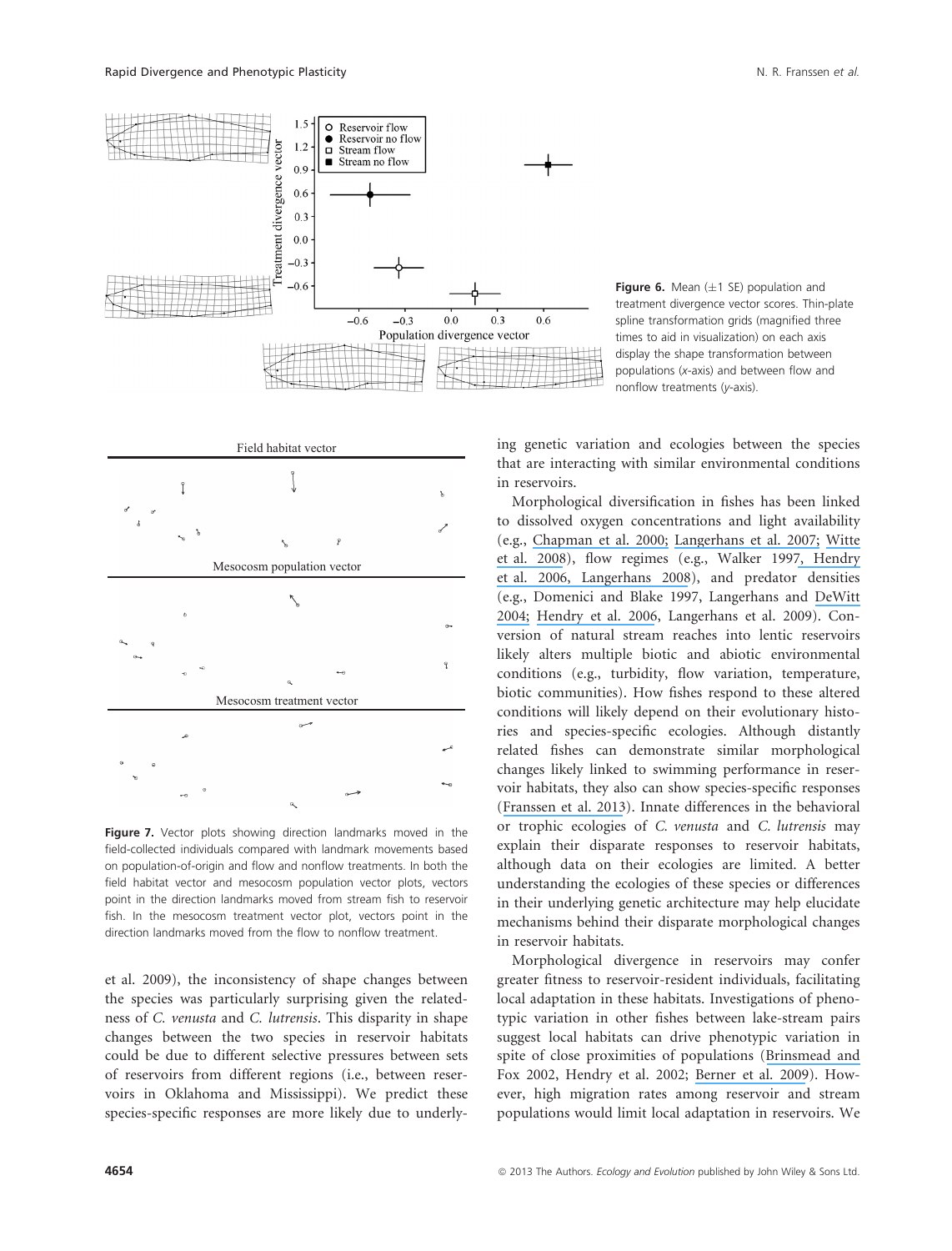1.5
1.2
0.9
0.6
0.3
0.0
−0.3
−0.6

Treatment divergence vector

−0.6 −0.3 0.0 0.3 0.6

Population divergence vector

Reservoir flow
Reservoir no flow
Stream flow
Stream no flow

**Figure 6.** Mean (±1 SE) population and treatment divergence vector scores. Thin-plate spline transformation grids (magnified three times to aid in visualization) on each axis display the shape transformation between populations (*x*-axis) and between flow and nonflow treatments (*y*-axis).

Field habitat vector

Mesocosm population vector

Mesocosm treatment vector

**Figure 7.** Vector plots showing direction landmarks moved in the field-collected individuals compared with landmark movements based on population-of-origin and flow and nonflow treatments. In both the field habitat vector and mesocosm population vector plots, vectors point in the direction landmarks moved from stream fish to reservoir fish. In the mesocosm treatment vector plot, vectors point in the direction landmarks moved from the flow to nonflow treatment.

et al. 2009), the inconsistency of shape changes between the species was particularly surprising given the relatedness of *C. venusta* and *C. lutrensis*. This disparity in shape changes between the two species in reservoir habitats could be due to different selective pressures between sets of reservoirs from different regions (i.e., between reservoirs in Oklahoma and Mississippi). We predict these species-specific responses are more likely due to underlying genetic variation and ecologies between the species that are interacting with similar environmental conditions in reservoirs.

Morphological diversification in fishes has been linked to dissolved oxygen concentrations and light availability (e.g., Chapman et al. 2000; Langerhans et al. 2007; Witte et al. 2008), flow regimes (e.g., Walker 1997, Hendry et al. 2006, Langerhans 2008), and predator densities (e.g., Domenici and Blake 1997, Langerhans and DeWitt 2004; Hendry et al. 2006, Langerhans et al. 2009). Conversion of natural stream reaches into lentic reservoirs likely alters multiple biotic and abiotic environmental conditions (e.g., turbidity, flow variation, temperature, biotic communities). How fishes respond to these altered conditions will likely depend on their evolutionary histories and species-specific ecologies. Although distantly related fishes can demonstrate similar morphological changes likely linked to swimming performance in reservoir habitats, they also can show species-specific responses (Franssen et al. 2013). Innate differences in the behavioral or trophic ecologies of *C. venusta* and *C. lutrensis* may explain their disparate responses to reservoir habitats, although data on their ecologies are limited. A better understanding the ecologies of these species or differences in their underlying genetic architecture may help elucidate mechanisms behind their disparate morphological changes in reservoir habitats.

Morphological divergence in reservoirs may confer greater fitness to reservoir-resident individuals, facilitating local adaptation in these habitats. Investigations of phenotypic variation in other fishes between lake-stream pairs suggest local habitats can drive phenotypic variation in spite of close proximities of populations (Brinsmead and Fox 2002, Hendry et al. 2002; Berner et al. 2009). However, high migration rates among reservoir and stream populations would limit local adaptation in reservoirs. We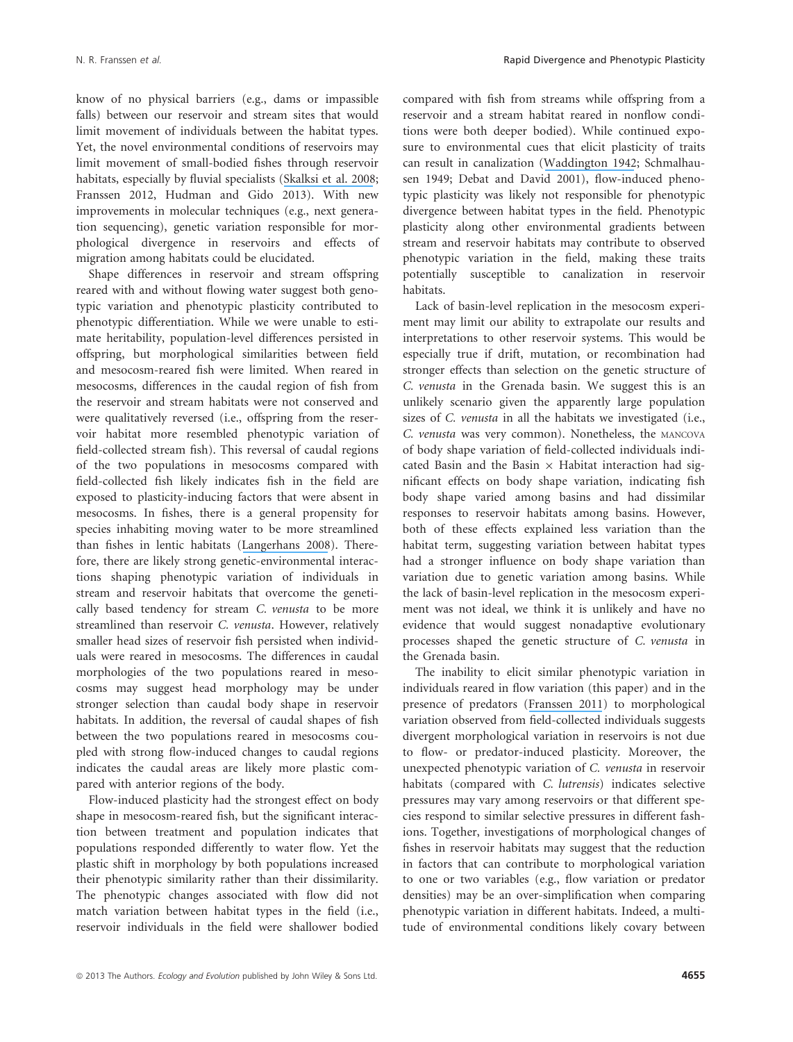know of no physical barriers (e.g., dams or impassible falls) between our reservoir and stream sites that would limit movement of individuals between the habitat types. Yet, the novel environmental conditions of reservoirs may limit movement of small-bodied fishes through reservoir habitats, especially by fluvial specialists (Skalksi et al. 2008; Franssen 2012, Hudman and Gido 2013). With new improvements in molecular techniques (e.g., next generation sequencing), genetic variation responsible for morphological divergence in reservoirs and effects of migration among habitats could be elucidated.

Shape differences in reservoir and stream offspring reared with and without flowing water suggest both genotypic variation and phenotypic plasticity contributed to phenotypic differentiation. While we were unable to estimate heritability, population-level differences persisted in offspring, but morphological similarities between field and mesocosm-reared fish were limited. When reared in mesocosms, differences in the caudal region of fish from the reservoir and stream habitats were not conserved and were qualitatively reversed (i.e., offspring from the reservoir habitat more resembled phenotypic variation of field-collected stream fish). This reversal of caudal regions of the two populations in mesocosms compared with field-collected fish likely indicates fish in the field are exposed to plasticity-inducing factors that were absent in mesocosms. In fishes, there is a general propensity for species inhabiting moving water to be more streamlined than fishes in lentic habitats (Langerhans 2008). Therefore, there are likely strong genetic-environmental interactions shaping phenotypic variation of individuals in stream and reservoir habitats that overcome the genetically based tendency for stream *C. venusta* to be more streamlined than reservoir *C. venusta*. However, relatively smaller head sizes of reservoir fish persisted when individuals were reared in mesocosms. The differences in caudal morphologies of the two populations reared in mesocosms may suggest head morphology may be under stronger selection than caudal body shape in reservoir habitats. In addition, the reversal of caudal shapes of fish between the two populations reared in mesocosms coupled with strong flow-induced changes to caudal regions indicates the caudal areas are likely more plastic compared with anterior regions of the body.

Flow-induced plasticity had the strongest effect on body shape in mesocosm-reared fish, but the significant interaction between treatment and population indicates that populations responded differently to water flow. Yet the plastic shift in morphology by both populations increased their phenotypic similarity rather than their dissimilarity. The phenotypic changes associated with flow did not match variation between habitat types in the field (i.e., reservoir individuals in the field were shallower bodied compared with fish from streams while offspring from a reservoir and a stream habitat reared in nonflow conditions were both deeper bodied). While continued exposure to environmental cues that elicit plasticity of traits can result in canalization (Waddington 1942; Schmalhausen 1949; Debat and David 2001), flow-induced phenotypic plasticity was likely not responsible for phenotypic divergence between habitat types in the field. Phenotypic plasticity along other environmental gradients between stream and reservoir habitats may contribute to observed phenotypic variation in the field, making these traits potentially susceptible to canalization in reservoir habitats.

Lack of basin-level replication in the mesocosm experiment may limit our ability to extrapolate our results and interpretations to other reservoir systems. This would be especially true if drift, mutation, or recombination had stronger effects than selection on the genetic structure of *C. venusta* in the Grenada basin. We suggest this is an unlikely scenario given the apparently large population sizes of *C. venusta* in all the habitats we investigated (i.e., *C. venusta* was very common). Nonetheless, the MANCOVA of body shape variation of field-collected individuals indicated Basin and the Basin × Habitat interaction had significant effects on body shape variation, indicating fish body shape varied among basins and had dissimilar responses to reservoir habitats among basins. However, both of these effects explained less variation than the habitat term, suggesting variation between habitat types had a stronger influence on body shape variation than variation due to genetic variation among basins. While the lack of basin-level replication in the mesocosm experiment was not ideal, we think it is unlikely and have no evidence that would suggest nonadaptive evolutionary processes shaped the genetic structure of *C. venusta* in the Grenada basin.

The inability to elicit similar phenotypic variation in individuals reared in flow variation (this paper) and in the presence of predators (Franssen 2011) to morphological variation observed from field-collected individuals suggests divergent morphological variation in reservoirs is not due to flow- or predator-induced plasticity. Moreover, the unexpected phenotypic variation of *C. venusta* in reservoir habitats (compared with *C. lutrensis*) indicates selective pressures may vary among reservoirs or that different species respond to similar selective pressures in different fashions. Together, investigations of morphological changes of fishes in reservoir habitats may suggest that the reduction in factors that can contribute to morphological variation to one or two variables (e.g., flow variation or predator densities) may be an over-simplification when comparing phenotypic variation in different habitats. Indeed, a multitude of environmental conditions likely covary between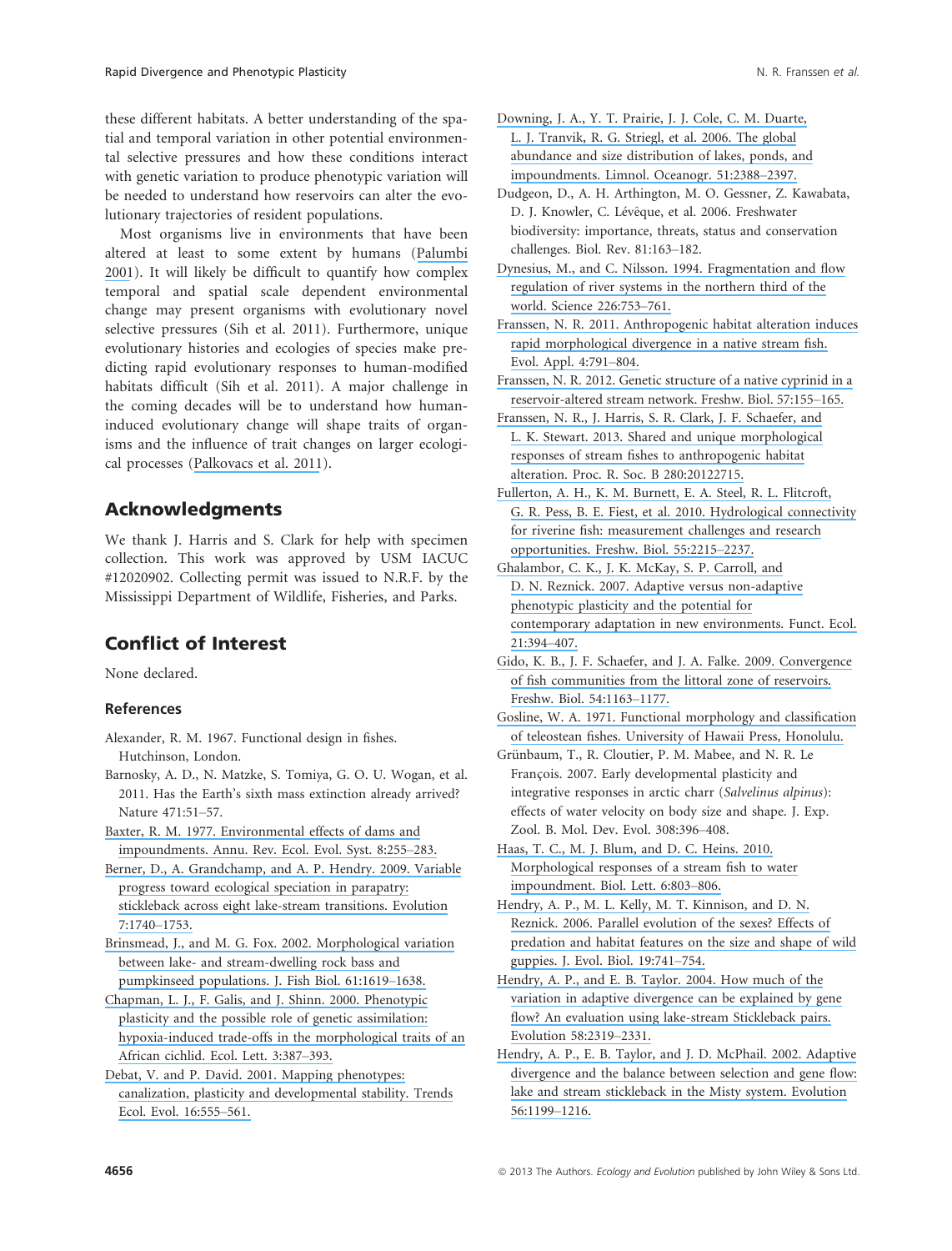these different habitats. A better understanding of the spatial and temporal variation in other potential environmental selective pressures and how these conditions interact with genetic variation to produce phenotypic variation will be needed to understand how reservoirs can alter the evolutionary trajectories of resident populations.

Most organisms live in environments that have been altered at least to some extent by humans (Palumbi 2001). It will likely be difficult to quantify how complex temporal and spatial scale dependent environmental change may present organisms with evolutionary novel selective pressures (Sih et al. 2011). Furthermore, unique evolutionary histories and ecologies of species make predicting rapid evolutionary responses to human-modified habitats difficult (Sih et al. 2011). A major challenge in the coming decades will be to understand how human-induced evolutionary change will shape traits of organisms and the influence of trait changes on larger ecological processes (Palkovacs et al. 2011).

## Acknowledgments

We thank J. Harris and S. Clark for help with specimen collection. This work was approved by USM IACUC #12020902. Collecting permit was issued to N.R.F. by the Mississippi Department of Wildlife, Fisheries, and Parks.

## Conflict of Interest

None declared.

### References

Alexander, R. M. 1967. Functional design in fishes. Hutchinson, London.

Barnosky, A. D., N. Matzke, S. Tomiya, G. O. U. Wogan, et al. 2011. Has the Earth's sixth mass extinction already arrived? Nature 471:51–57.

Baxter, R. M. 1977. Environmental effects of dams and impoundments. Annu. Rev. Ecol. Evol. Syst. 8:255–283.

Berner, D., A. Grandchamp, and A. P. Hendry. 2009. Variable progress toward ecological speciation in parapatry: stickleback across eight lake-stream transitions. Evolution 7:1740–1753.

Brinsmead, J., and M. G. Fox. 2002. Morphological variation between lake- and stream-dwelling rock bass and pumpkinseed populations. J. Fish Biol. 61:1619–1638.

Chapman, L. J., F. Galis, and J. Shinn. 2000. Phenotypic plasticity and the possible role of genetic assimilation: hypoxia-induced trade-offs in the morphological traits of an African cichlid. Ecol. Lett. 3:387–393.

Debat, V. and P. David. 2001. Mapping phenotypes: canalization, plasticity and developmental stability. Trends Ecol. Evol. 16:555–561.

Downing, J. A., Y. T. Prairie, J. J. Cole, C. M. Duarte, L. J. Tranvik, R. G. Striegl, et al. 2006. The global abundance and size distribution of lakes, ponds, and impoundments. Limnol. Oceanogr. 51:2388–2397.

Dudgeon, D., A. H. Arthington, M. O. Gessner, Z. Kawabata, D. J. Knowler, C. Lévêque, et al. 2006. Freshwater biodiversity: importance, threats, status and conservation challenges. Biol. Rev. 81:163–182.

Dynesius, M., and C. Nilsson. 1994. Fragmentation and flow regulation of river systems in the northern third of the world. Science 226:753–761.

Franssen, N. R. 2011. Anthropogenic habitat alteration induces rapid morphological divergence in a native stream fish. Evol. Appl. 4:791–804.

Franssen, N. R. 2012. Genetic structure of a native cyprinid in a reservoir-altered stream network. Freshw. Biol. 57:155–165.

Franssen, N. R., J. Harris, S. R. Clark, J. F. Schaefer, and L. K. Stewart. 2013. Shared and unique morphological responses of stream fishes to anthropogenic habitat alteration. Proc. R. Soc. B 280:20122715.

Fullerton, A. H., K. M. Burnett, E. A. Steel, R. L. Flitcroft, G. R. Pess, B. E. Fiest, et al. 2010. Hydrological connectivity for riverine fish: measurement challenges and research opportunities. Freshw. Biol. 55:2215–2237.

Ghalambor, C. K., J. K. McKay, S. P. Carroll, and D. N. Reznick. 2007. Adaptive versus non-adaptive phenotypic plasticity and the potential for contemporary adaptation in new environments. Funct. Ecol. 21:394–407.

Gido, K. B., J. F. Schaefer, and J. A. Falke. 2009. Convergence of fish communities from the littoral zone of reservoirs. Freshw. Biol. 54:1163–1177.

Gosline, W. A. 1971. Functional morphology and classification of teleostean fishes. University of Hawaii Press, Honolulu.

Grünbaum, T., R. Cloutier, P. M. Mabee, and N. R. Le François. 2007. Early developmental plasticity and integrative responses in arctic charr (*Salvelinus alpinus*): effects of water velocity on body size and shape. J. Exp. Zool. B. Mol. Dev. Evol. 308:396–408.

Haas, T. C., M. J. Blum, and D. C. Heins. 2010. Morphological responses of a stream fish to water impoundment. Biol. Lett. 6:803–806.

Hendry, A. P., M. L. Kelly, M. T. Kinnison, and D. N. Reznick. 2006. Parallel evolution of the sexes? Effects of predation and habitat features on the size and shape of wild guppies. J. Evol. Biol. 19:741–754.

Hendry, A. P., and E. B. Taylor. 2004. How much of the variation in adaptive divergence can be explained by gene flow? An evaluation using lake-stream Stickleback pairs. Evolution 58:2319–2331.

Hendry, A. P., E. B. Taylor, and J. D. McPhail. 2002. Adaptive divergence and the balance between selection and gene flow: lake and stream stickleback in the Misty system. Evolution 56:1199–1216.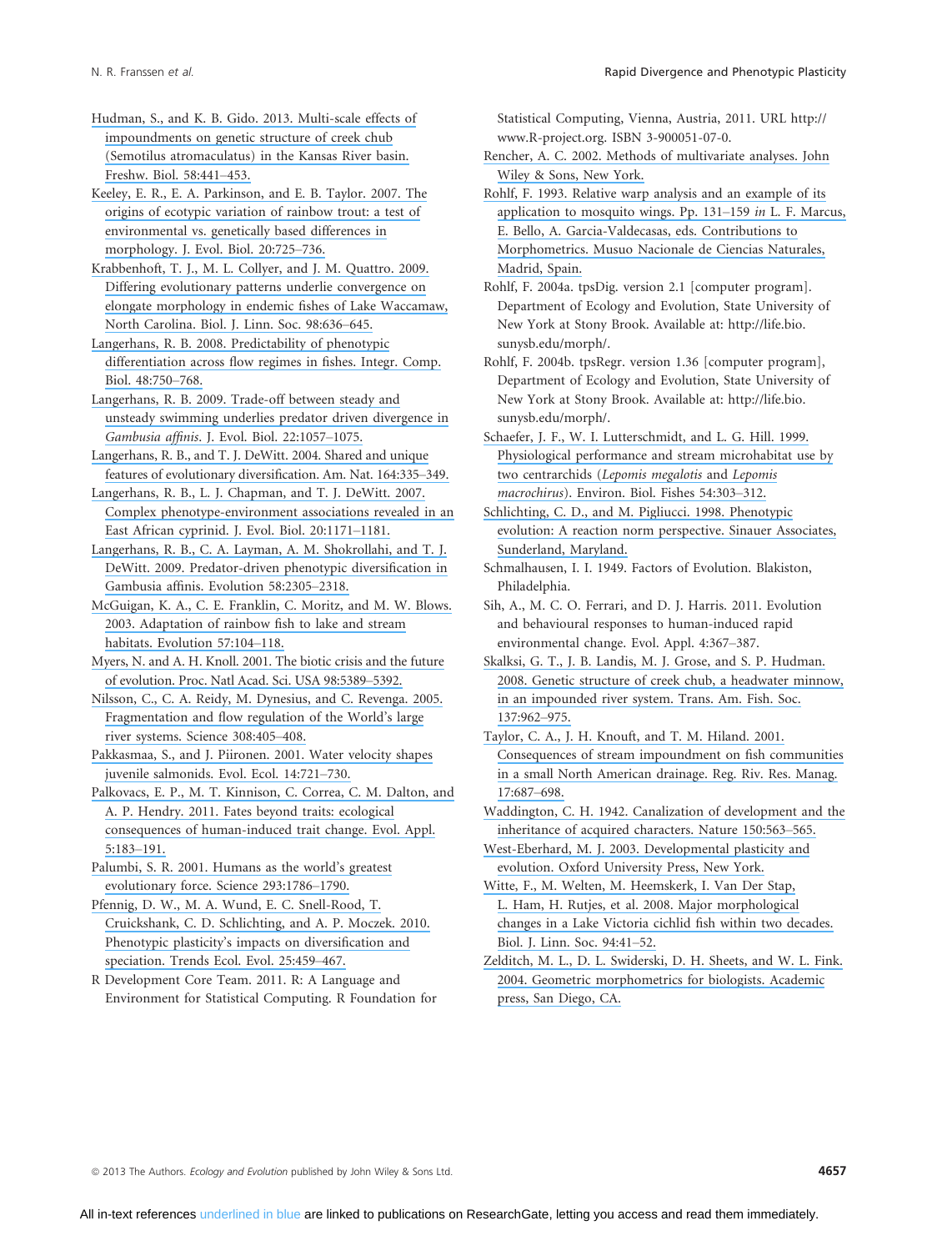Hudman, S., and K. B. Gido. 2013. Multi-scale effects of impoundments on genetic structure of creek chub (Semotilus atromaculatus) in the Kansas River basin. Freshw. Biol. 58:441–453.

Keeley, E. R., E. A. Parkinson, and E. B. Taylor. 2007. The origins of ecotypic variation of rainbow trout: a test of environmental vs. genetically based differences in morphology. J. Evol. Biol. 20:725–736.

Krabbenhoft, T. J., M. L. Collyer, and J. M. Quattro. 2009. Differing evolutionary patterns underlie convergence on elongate morphology in endemic fishes of Lake Waccamaw, North Carolina. Biol. J. Linn. Soc. 98:636–645.

Langerhans, R. B. 2008. Predictability of phenotypic differentiation across flow regimes in fishes. Integr. Comp. Biol. 48:750–768.

Langerhans, R. B. 2009. Trade-off between steady and unsteady swimming underlies predator driven divergence in *Gambusia affinis*. J. Evol. Biol. 22:1057–1075.

Langerhans, R. B., and T. J. DeWitt. 2004. Shared and unique features of evolutionary diversification. Am. Nat. 164:335–349.

Langerhans, R. B., L. J. Chapman, and T. J. DeWitt. 2007. Complex phenotype-environment associations revealed in an East African cyprinid. J. Evol. Biol. 20:1171–1181.

Langerhans, R. B., C. A. Layman, A. M. Shokrollahi, and T. J. DeWitt. 2009. Predator-driven phenotypic diversification in Gambusia affinis. Evolution 58:2305–2318.

McGuigan, K. A., C. E. Franklin, C. Moritz, and M. W. Blows. 2003. Adaptation of rainbow fish to lake and stream habitats. Evolution 57:104–118.

Myers, N. and A. H. Knoll. 2001. The biotic crisis and the future of evolution. Proc. Natl Acad. Sci. USA 98:5389–5392.

Nilsson, C., C. A. Reidy, M. Dynesius, and C. Revenga. 2005. Fragmentation and flow regulation of the World's large river systems. Science 308:405–408.

Pakkasmaa, S., and J. Piironen. 2001. Water velocity shapes juvenile salmonids. Evol. Ecol. 14:721–730.

Palkovacs, E. P., M. T. Kinnison, C. Correa, C. M. Dalton, and A. P. Hendry. 2011. Fates beyond traits: ecological consequences of human-induced trait change. Evol. Appl. 5:183–191.

Palumbi, S. R. 2001. Humans as the world's greatest evolutionary force. Science 293:1786–1790.

Pfennig, D. W., M. A. Wund, E. C. Snell-Rood, T. Cruickshank, C. D. Schlichting, and A. P. Moczek. 2010. Phenotypic plasticity's impacts on diversification and speciation. Trends Ecol. Evol. 25:459–467.

R Development Core Team. 2011. R: A Language and Environment for Statistical Computing. R Foundation for Statistical Computing, Vienna, Austria, 2011. URL http://www.R-project.org. ISBN 3-900051-07-0.

Rencher, A. C. 2002. Methods of multivariate analyses. John Wiley & Sons, New York.

Rohlf, F. 1993. Relative warp analysis and an example of its application to mosquito wings. Pp. 131–159 *in* L. F. Marcus, E. Bello, A. Garcia-Valdecasas, eds. Contributions to Morphometrics. Musuo Nacionale de Ciencias Naturales, Madrid, Spain.

Rohlf, F. 2004a. tpsDig. version 2.1 [computer program]. Department of Ecology and Evolution, State University of New York at Stony Brook. Available at: http://life.bio.sunysb.edu/morph/.

Rohlf, F. 2004b. tpsRegr. version 1.36 [computer program], Department of Ecology and Evolution, State University of New York at Stony Brook. Available at: http://life.bio.sunysb.edu/morph/.

Schaefer, J. F., W. I. Lutterschmidt, and L. G. Hill. 1999. Physiological performance and stream microhabitat use by two centrarchids (*Lepomis megalotis* and *Lepomis macrochirus*). Environ. Biol. Fishes 54:303–312.

Schlichting, C. D., and M. Pigliucci. 1998. Phenotypic evolution: A reaction norm perspective. Sinauer Associates, Sunderland, Maryland.

Schmalhausen, I. I. 1949. Factors of Evolution. Blakiston, Philadelphia.

Sih, A., M. C. O. Ferrari, and D. J. Harris. 2011. Evolution and behavioural responses to human-induced rapid environmental change. Evol. Appl. 4:367–387.

Skalksi, G. T., J. B. Landis, M. J. Grose, and S. P. Hudman. 2008. Genetic structure of creek chub, a headwater minnow, in an impounded river system. Trans. Am. Fish. Soc. 137:962–975.

Taylor, C. A., J. H. Knouft, and T. M. Hiland. 2001. Consequences of stream impoundment on fish communities in a small North American drainage. Reg. Riv. Res. Manag. 17:687–698.

Waddington, C. H. 1942. Canalization of development and the inheritance of acquired characters. Nature 150:563–565.

West-Eberhard, M. J. 2003. Developmental plasticity and evolution. Oxford University Press, New York.

Witte, F., M. Welten, M. Heemskerk, I. Van Der Stap, L. Ham, H. Rutjes, et al. 2008. Major morphological changes in a Lake Victoria cichlid fish within two decades. Biol. J. Linn. Soc. 94:41–52.

Zelditch, M. L., D. L. Swiderski, D. H. Sheets, and W. L. Fink. 2004. Geometric morphometrics for biologists. Academic press, San Diego, CA.